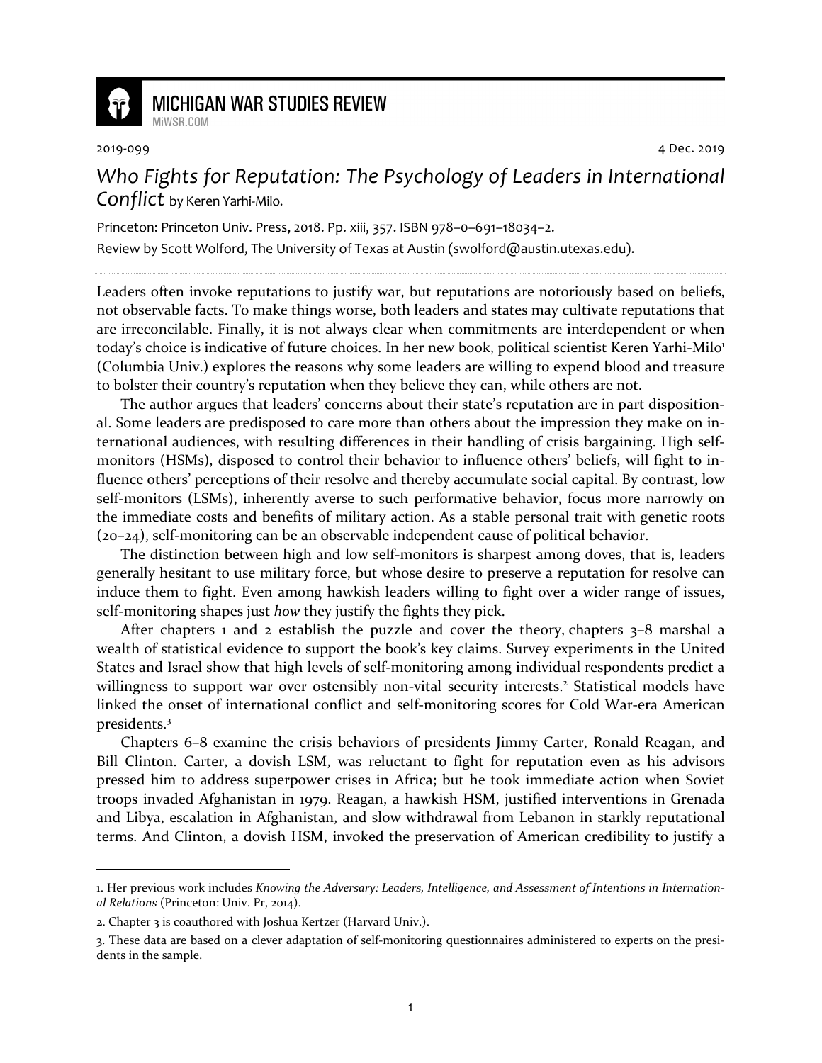MICHIGAN WAR STUDIES REVIEW
MiWSR.COM

2019-099 4 Dec. 2019

# *Who Fights for Reputation: The Psychology of Leaders in International Conflict* by Keren Yarhi-Milo.

Princeton: Princeton Univ. Press, 2018. Pp. xiii, 357. ISBN 978–0–691–18034–2.

Review by Scott Wolford, The University of Texas at Austin (swolford@austin.utexas.edu).

Leaders often invoke reputations to justify war, but reputations are notoriously based on beliefs, not observable facts. To make things worse, both leaders and states may cultivate reputations that are irreconcilable. Finally, it is not always clear when commitments are interdependent or when today's choice is indicative of future choices. In her new book, political scientist Keren Yarhi-Milo[1] (Columbia Univ.) explores the reasons why some leaders are willing to expend blood and treasure to bolster their country's reputation when they believe they can, while others are not.

The author argues that leaders' concerns about their state's reputation are in part dispositional. Some leaders are predisposed to care more than others about the impression they make on international audiences, with resulting differences in their handling of crisis bargaining. High self-monitors (HSMs), disposed to control their behavior to influence others' beliefs, will fight to influence others' perceptions of their resolve and thereby accumulate social capital. By contrast, low self-monitors (LSMs), inherently averse to such performative behavior, focus more narrowly on the immediate costs and benefits of military action. As a stable personal trait with genetic roots (20–24), self-monitoring can be an observable independent cause of political behavior.

The distinction between high and low self-monitors is sharpest among doves, that is, leaders generally hesitant to use military force, but whose desire to preserve a reputation for resolve can induce them to fight. Even among hawkish leaders willing to fight over a wider range of issues, self-monitoring shapes just *how* they justify the fights they pick.

After chapters 1 and 2 establish the puzzle and cover the theory, chapters 3–8 marshal a wealth of statistical evidence to support the book's key claims. Survey experiments in the United States and Israel show that high levels of self-monitoring among individual respondents predict a willingness to support war over ostensibly non-vital security interests.[2] Statistical models have linked the onset of international conflict and self-monitoring scores for Cold War-era American presidents.[3]

Chapters 6–8 examine the crisis behaviors of presidents Jimmy Carter, Ronald Reagan, and Bill Clinton. Carter, a dovish LSM, was reluctant to fight for reputation even as his advisors pressed him to address superpower crises in Africa; but he took immediate action when Soviet troops invaded Afghanistan in 1979. Reagan, a hawkish HSM, justified interventions in Grenada and Libya, escalation in Afghanistan, and slow withdrawal from Lebanon in starkly reputational terms. And Clinton, a dovish HSM, invoked the preservation of American credibility to justify a

---

1. Her previous work includes *Knowing the Adversary: Leaders, Intelligence, and Assessment of Intentions in International Relations* (Princeton: Univ. Pr, 2014).

2. Chapter 3 is coauthored with Joshua Kertzer (Harvard Univ.).

3. These data are based on a clever adaptation of self-monitoring questionnaires administered to experts on the presidents in the sample.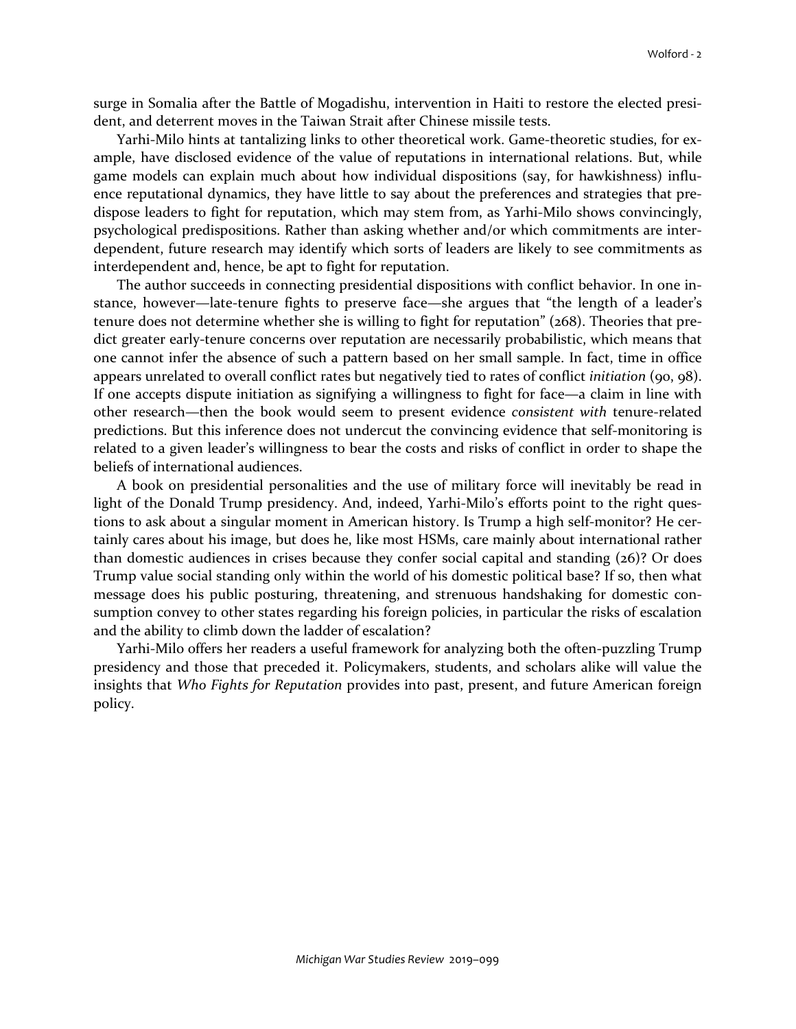surge in Somalia after the Battle of Mogadishu, intervention in Haiti to restore the elected president, and deterrent moves in the Taiwan Strait after Chinese missile tests.

Yarhi-Milo hints at tantalizing links to other theoretical work. Game-theoretic studies, for example, have disclosed evidence of the value of reputations in international relations. But, while game models can explain much about how individual dispositions (say, for hawkishness) influence reputational dynamics, they have little to say about the preferences and strategies that predispose leaders to fight for reputation, which may stem from, as Yarhi-Milo shows convincingly, psychological predispositions. Rather than asking whether and/or which commitments are interdependent, future research may identify which sorts of leaders are likely to see commitments as interdependent and, hence, be apt to fight for reputation.

The author succeeds in connecting presidential dispositions with conflict behavior. In one instance, however—late-tenure fights to preserve face—she argues that "the length of a leader's tenure does not determine whether she is willing to fight for reputation" (268). Theories that predict greater early-tenure concerns over reputation are necessarily probabilistic, which means that one cannot infer the absence of such a pattern based on her small sample. In fact, time in office appears unrelated to overall conflict rates but negatively tied to rates of conflict *initiation* (90, 98). If one accepts dispute initiation as signifying a willingness to fight for face—a claim in line with other research—then the book would seem to present evidence *consistent with* tenure-related predictions. But this inference does not undercut the convincing evidence that self-monitoring is related to a given leader's willingness to bear the costs and risks of conflict in order to shape the beliefs of international audiences.

A book on presidential personalities and the use of military force will inevitably be read in light of the Donald Trump presidency. And, indeed, Yarhi-Milo's efforts point to the right questions to ask about a singular moment in American history. Is Trump a high self-monitor? He certainly cares about his image, but does he, like most HSMs, care mainly about international rather than domestic audiences in crises because they confer social capital and standing (26)? Or does Trump value social standing only within the world of his domestic political base? If so, then what message does his public posturing, threatening, and strenuous handshaking for domestic consumption convey to other states regarding his foreign policies, in particular the risks of escalation and the ability to climb down the ladder of escalation?

Yarhi-Milo offers her readers a useful framework for analyzing both the often-puzzling Trump presidency and those that preceded it. Policymakers, students, and scholars alike will value the insights that *Who Fights for Reputation* provides into past, present, and future American foreign policy.